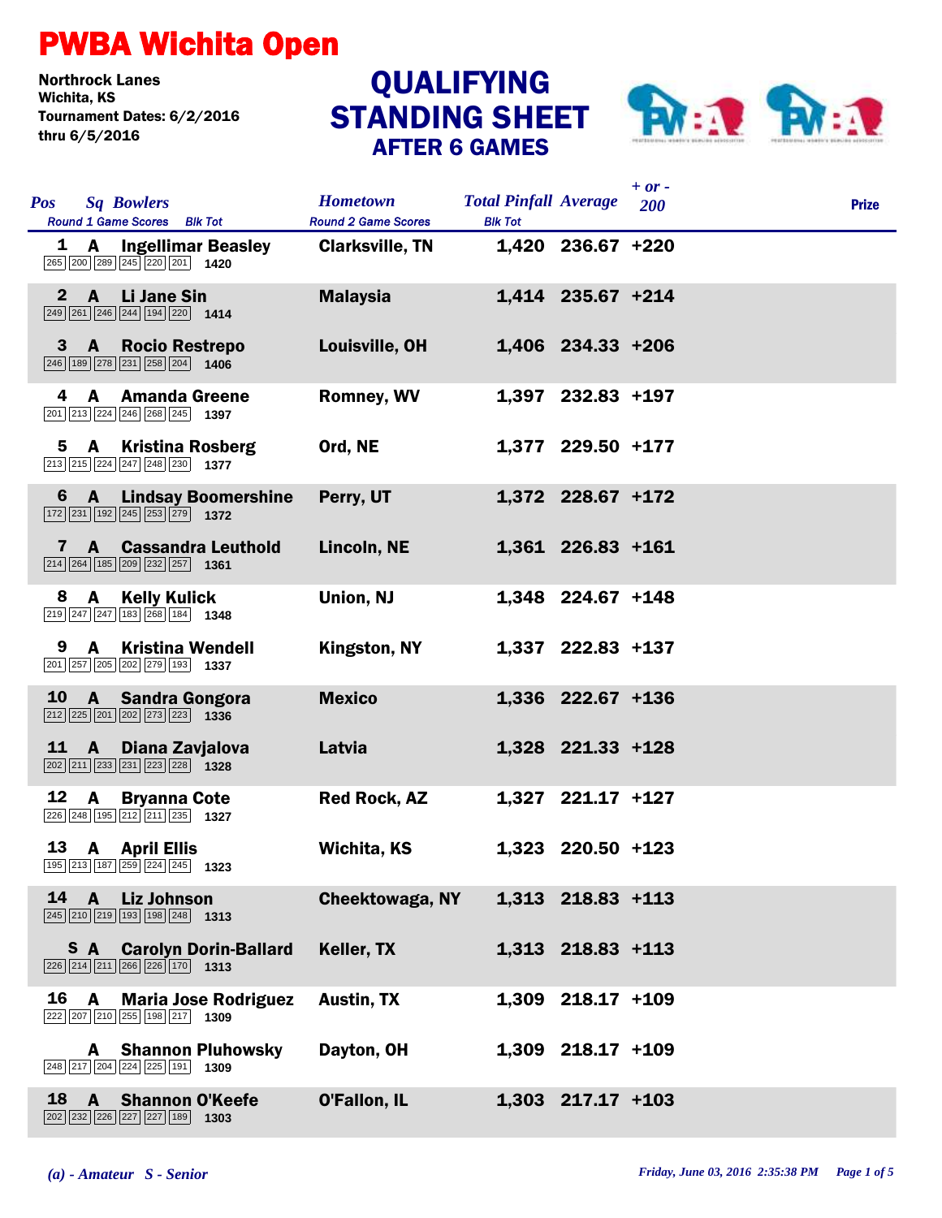# PWBA Wichita Open

**Northrock Lanes**
**Wichita, KS**
**Tournament Dates: 6/2/2016 thru 6/5/2016**

## QUALIFYING STANDING SHEET
### AFTER 6 GAMES

| Pos | Sq | Bowlers | Round 1 Game Scores | Blk Tot | Hometown | Total Pinfall | Average | + or - 200 | Prize |
|---|---|---|---|---|---|---|---|---|---|
| 1 | A | Ingellimar Beasley | 265 200 289 245 220 201 | 1420 | Clarksville, TN | 1,420 | 236.67 | +220 | |
| 2 | A | Li Jane Sin | 249 261 246 244 194 220 | 1414 | Malaysia | 1,414 | 235.67 | +214 | |
| 3 | A | Rocio Restrepo | 246 189 278 231 258 204 | 1406 | Louisville, OH | 1,406 | 234.33 | +206 | |
| 4 | A | Amanda Greene | 201 213 224 246 268 245 | 1397 | Romney, WV | 1,397 | 232.83 | +197 | |
| 5 | A | Kristina Rosberg | 213 215 224 247 248 230 | 1377 | Ord, NE | 1,377 | 229.50 | +177 | |
| 6 | A | Lindsay Boomershine | 172 231 192 245 253 279 | 1372 | Perry, UT | 1,372 | 228.67 | +172 | |
| 7 | A | Cassandra Leuthold | 214 264 185 209 232 257 | 1361 | Lincoln, NE | 1,361 | 226.83 | +161 | |
| 8 | A | Kelly Kulick | 219 247 247 183 268 184 | 1348 | Union, NJ | 1,348 | 224.67 | +148 | |
| 9 | A | Kristina Wendell | 201 257 205 202 279 193 | 1337 | Kingston, NY | 1,337 | 222.83 | +137 | |
| 10 | A | Sandra Gongora | 212 225 201 202 273 223 | 1336 | Mexico | 1,336 | 222.67 | +136 | |
| 11 | A | Diana Zavjalova | 202 211 233 231 223 228 | 1328 | Latvia | 1,328 | 221.33 | +128 | |
| 12 | A | Bryanna Cote | 226 248 195 212 211 235 | 1327 | Red Rock, AZ | 1,327 | 221.17 | +127 | |
| 13 | A | April Ellis | 195 213 187 259 224 245 | 1323 | Wichita, KS | 1,323 | 220.50 | +123 | |
| 14 | A | Liz Johnson | 245 210 219 193 198 248 | 1313 | Cheektowaga, NY | 1,313 | 218.83 | +113 | |
| S | A | Carolyn Dorin-Ballard | 226 214 211 266 226 170 | 1313 | Keller, TX | 1,313 | 218.83 | +113 | |
| 16 | A | Maria Jose Rodriguez | 222 207 210 255 198 217 | 1309 | Austin, TX | 1,309 | 218.17 | +109 | |
| | A | Shannon Pluhowsky | 248 217 204 224 225 191 | 1309 | Dayton, OH | 1,309 | 218.17 | +109 | |
| 18 | A | Shannon O'Keefe | 202 232 226 227 227 189 | 1303 | O'Fallon, IL | 1,303 | 217.17 | +103 | |

*(a) - Amateur S - Senior*

*Friday, June 03, 2016 2:35:38 PM*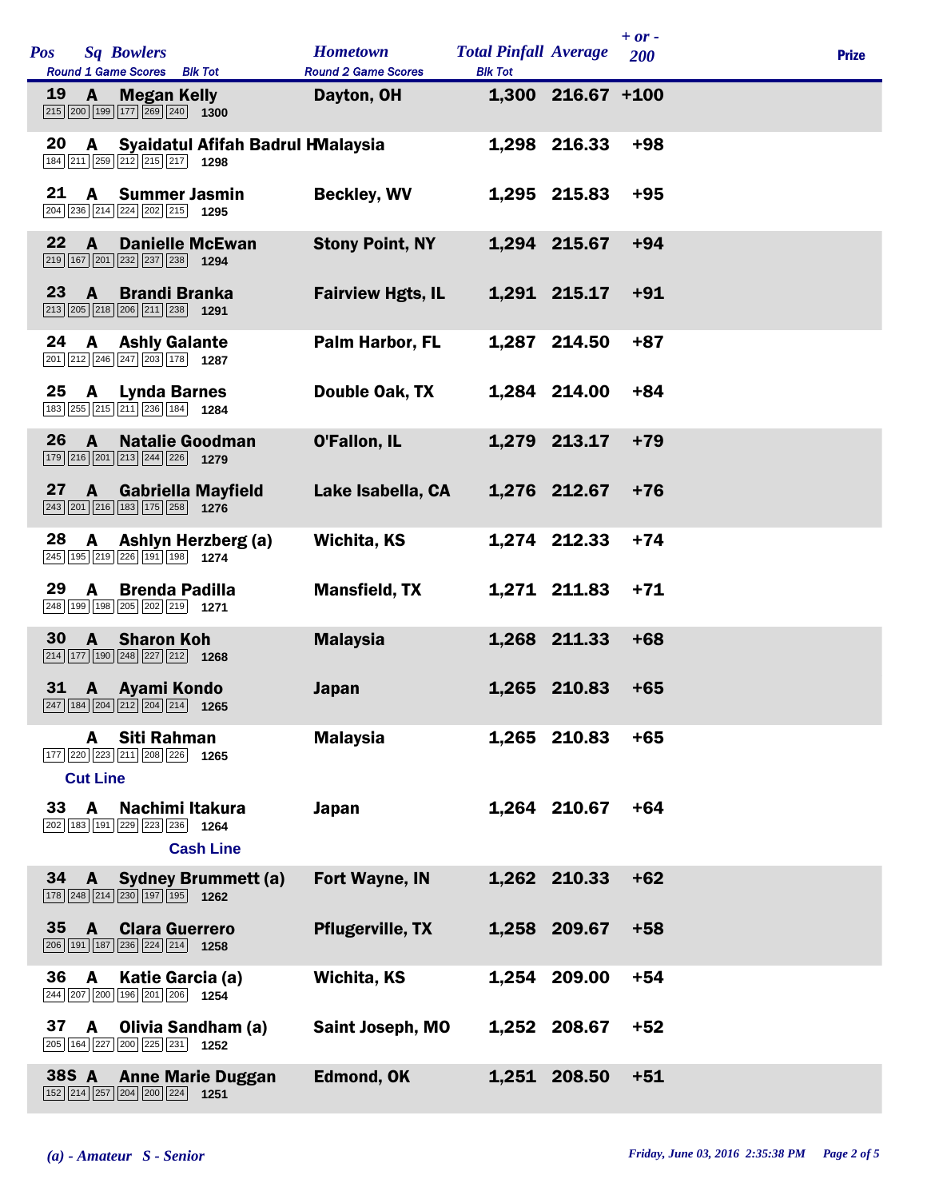| Pos | Sq | Bowlers | Round 1 Game Scores | Blk Tot | Hometown | Total Pinfall | Average | + or - 200 | Prize |
|---|---|---|---|---|---|---|---|---|---|
| 19 | A | Megan Kelly | 215 200 199 177 269 240 | 1300 | Dayton, OH | 1,300 | 216.67 | +100 | |
| 20 | A | Syaidatul Afifah Badrul H | 184 211 259 212 215 217 | 1298 | Malaysia | 1,298 | 216.33 | +98 | |
| 21 | A | Summer Jasmin | 204 236 214 224 202 215 | 1295 | Beckley, WV | 1,295 | 215.83 | +95 | |
| 22 | A | Danielle McEwan | 219 167 201 232 237 238 | 1294 | Stony Point, NY | 1,294 | 215.67 | +94 | |
| 23 | A | Brandi Branka | 213 205 218 206 211 238 | 1291 | Fairview Hgts, IL | 1,291 | 215.17 | +91 | |
| 24 | A | Ashly Galante | 201 212 246 247 203 178 | 1287 | Palm Harbor, FL | 1,287 | 214.50 | +87 | |
| 25 | A | Lynda Barnes | 183 255 215 211 236 184 | 1284 | Double Oak, TX | 1,284 | 214.00 | +84 | |
| 26 | A | Natalie Goodman | 179 216 201 213 244 226 | 1279 | O'Fallon, IL | 1,279 | 213.17 | +79 | |
| 27 | A | Gabriella Mayfield | 243 201 216 183 175 258 | 1276 | Lake Isabella, CA | 1,276 | 212.67 | +76 | |
| 28 | A | Ashlyn Herzberg (a) | 245 195 219 226 191 198 | 1274 | Wichita, KS | 1,274 | 212.33 | +74 | |
| 29 | A | Brenda Padilla | 248 199 198 205 202 219 | 1271 | Mansfield, TX | 1,271 | 211.83 | +71 | |
| 30 | A | Sharon Koh | 214 177 190 248 227 212 | 1268 | Malaysia | 1,268 | 211.33 | +68 | |
| 31 | A | Ayami Kondo | 247 184 204 212 204 214 | 1265 | Japan | 1,265 | 210.83 | +65 | |
| | A | Siti Rahman | 177 220 223 211 208 226 | 1265 | Malaysia | 1,265 | 210.83 | +65 | |
| **Cut Line** | | | | | | | | | |
| 33 | A | Nachimi Itakura | 202 183 191 229 223 236 | 1264 | Japan | 1,264 | 210.67 | +64 | |
| **Cash Line** | | | | | | | | | |
| 34 | A | Sydney Brummett (a) | 178 248 214 230 197 195 | 1262 | Fort Wayne, IN | 1,262 | 210.33 | +62 | |
| 35 | A | Clara Guerrero | 206 191 187 236 224 214 | 1258 | Pflugerville, TX | 1,258 | 209.67 | +58 | |
| 36 | A | Katie Garcia (a) | 244 207 200 196 201 206 | 1254 | Wichita, KS | 1,254 | 209.00 | +54 | |
| 37 | A | Olivia Sandham (a) | 205 164 227 200 225 231 | 1252 | Saint Joseph, MO | 1,252 | 208.67 | +52 | |
| 38S | A | Anne Marie Duggan | 152 214 257 204 200 224 | 1251 | Edmond, OK | 1,251 | 208.50 | +51 | |

*(a) - Amateur S - Senior*

*Friday, June 03, 2016 2:35:38 PM*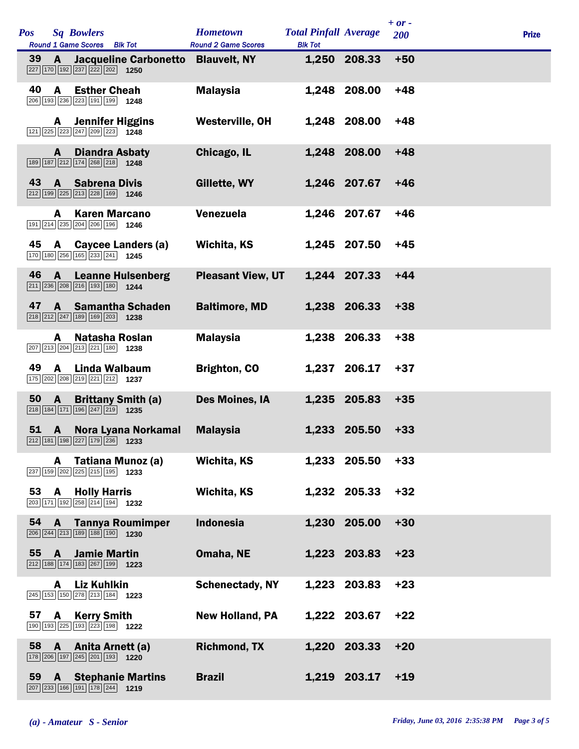| Pos | Sq | Bowlers | Round 1 Game Scores | Blk Tot | Hometown | Total Pinfall | Average | + or - 200 | Prize |
|---|---|---|---|---|---|---|---|---|---|
| 39 | A | Jacqueline Carbonetto | 227 170 192 237 222 202 | 1250 | Blauvelt, NY | 1,250 | 208.33 | +50 | |
| 40 | A | Esther Cheah | 206 193 236 223 191 199 | 1248 | Malaysia | 1,248 | 208.00 | +48 | |
| | A | Jennifer Higgins | 121 225 223 247 209 223 | 1248 | Westerville, OH | 1,248 | 208.00 | +48 | |
| | A | Diandra Asbaty | 189 187 212 174 268 218 | 1248 | Chicago, IL | 1,248 | 208.00 | +48 | |
| 43 | A | Sabrena Divis | 212 199 225 213 228 169 | 1246 | Gillette, WY | 1,246 | 207.67 | +46 | |
| | A | Karen Marcano | 191 214 235 204 206 196 | 1246 | Venezuela | 1,246 | 207.67 | +46 | |
| 45 | A | Caycee Landers (a) | 170 180 256 165 233 241 | 1245 | Wichita, KS | 1,245 | 207.50 | +45 | |
| 46 | A | Leanne Hulsenberg | 211 236 208 216 193 180 | 1244 | Pleasant View, UT | 1,244 | 207.33 | +44 | |
| 47 | A | Samantha Schaden | 218 212 247 189 169 203 | 1238 | Baltimore, MD | 1,238 | 206.33 | +38 | |
| | A | Natasha Roslan | 207 213 204 213 221 180 | 1238 | Malaysia | 1,238 | 206.33 | +38 | |
| 49 | A | Linda Walbaum | 175 202 208 219 221 212 | 1237 | Brighton, CO | 1,237 | 206.17 | +37 | |
| 50 | A | Brittany Smith (a) | 218 184 171 196 247 219 | 1235 | Des Moines, IA | 1,235 | 205.83 | +35 | |
| 51 | A | Nora Lyana Norkamal | 212 181 198 227 179 236 | 1233 | Malaysia | 1,233 | 205.50 | +33 | |
| | A | Tatiana Munoz (a) | 237 159 202 225 215 195 | 1233 | Wichita, KS | 1,233 | 205.50 | +33 | |
| 53 | A | Holly Harris | 203 171 192 258 214 194 | 1232 | Wichita, KS | 1,232 | 205.33 | +32 | |
| 54 | A | Tannya Roumimper | 206 244 213 189 188 190 | 1230 | Indonesia | 1,230 | 205.00 | +30 | |
| 55 | A | Jamie Martin | 212 188 174 183 267 199 | 1223 | Omaha, NE | 1,223 | 203.83 | +23 | |
| | A | Liz Kuhlkin | 245 153 150 278 213 184 | 1223 | Schenectady, NY | 1,223 | 203.83 | +23 | |
| 57 | A | Kerry Smith | 190 193 225 193 223 198 | 1222 | New Holland, PA | 1,222 | 203.67 | +22 | |
| 58 | A | Anita Arnett (a) | 178 206 197 245 201 193 | 1220 | Richmond, TX | 1,220 | 203.33 | +20 | |
| 59 | A | Stephanie Martins | 207 233 166 191 178 244 | 1219 | Brazil | 1,219 | 203.17 | +19 | |

*(a) - Amateur S - Senior*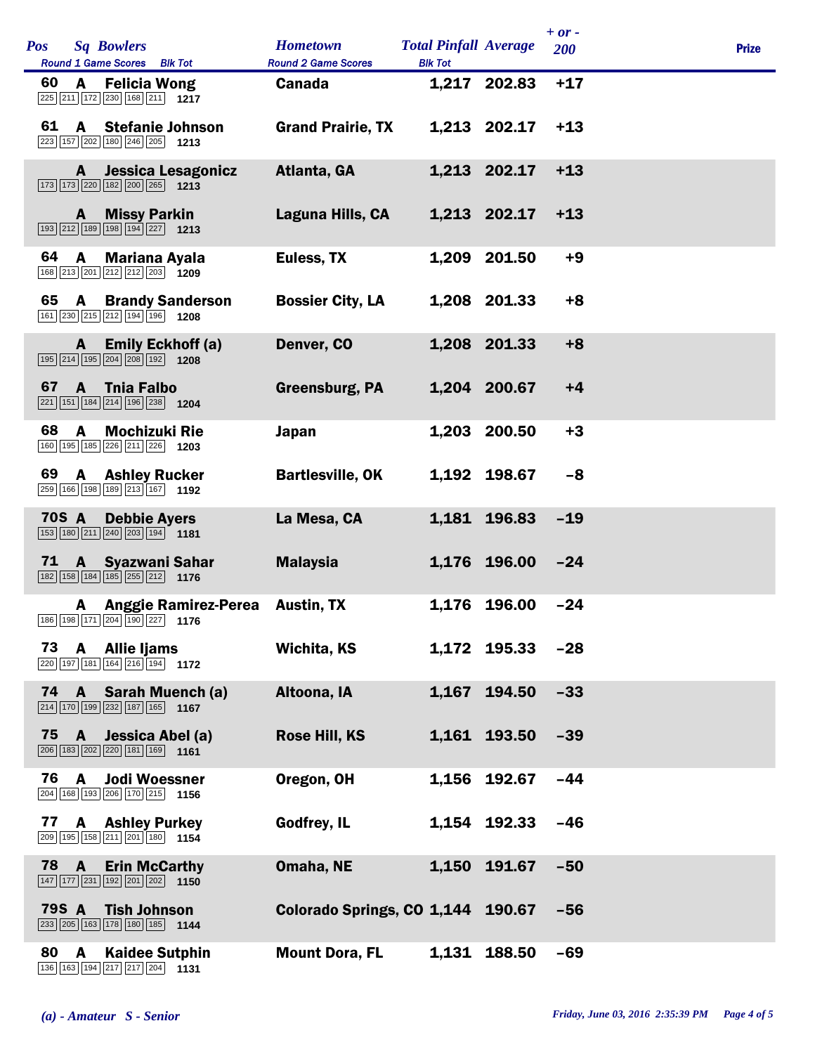| Pos | Sq | Bowlers | Round 1 Game Scores | Blk Tot | Hometown | Total Pinfall | Average | + or - 200 | Prize |
|---|---|---|---|---|---|---|---|---|---|
| 60 | A | Felicia Wong | 225 211 172 230 168 211 | 1217 | Canada | 1,217 | 202.83 | +17 | |
| 61 | A | Stefanie Johnson | 223 157 202 180 246 205 | 1213 | Grand Prairie, TX | 1,213 | 202.17 | +13 | |
| | A | Jessica Lesagonicz | 173 173 220 182 200 265 | 1213 | Atlanta, GA | 1,213 | 202.17 | +13 | |
| | A | Missy Parkin | 193 212 189 198 194 227 | 1213 | Laguna Hills, CA | 1,213 | 202.17 | +13 | |
| 64 | A | Mariana Ayala | 168 213 201 212 212 203 | 1209 | Euless, TX | 1,209 | 201.50 | +9 | |
| 65 | A | Brandy Sanderson | 161 230 215 212 194 196 | 1208 | Bossier City, LA | 1,208 | 201.33 | +8 | |
| | A | Emily Eckhoff (a) | 195 214 195 204 208 192 | 1208 | Denver, CO | 1,208 | 201.33 | +8 | |
| 67 | A | Tnia Falbo | 221 151 184 214 196 238 | 1204 | Greensburg, PA | 1,204 | 200.67 | +4 | |
| 68 | A | Mochizuki Rie | 160 195 185 226 211 226 | 1203 | Japan | 1,203 | 200.50 | +3 | |
| 69 | A | Ashley Rucker | 259 166 198 189 213 167 | 1192 | Bartlesville, OK | 1,192 | 198.67 | -8 | |
| 70S | A | Debbie Ayers | 153 180 211 240 203 194 | 1181 | La Mesa, CA | 1,181 | 196.83 | -19 | |
| 71 | A | Syazwani Sahar | 182 158 184 185 255 212 | 1176 | Malaysia | 1,176 | 196.00 | -24 | |
| | A | Anggie Ramirez-Perea | 186 198 171 204 190 227 | 1176 | Austin, TX | 1,176 | 196.00 | -24 | |
| 73 | A | Allie Ijams | 220 197 181 164 216 194 | 1172 | Wichita, KS | 1,172 | 195.33 | -28 | |
| 74 | A | Sarah Muench (a) | 214 170 199 232 187 165 | 1167 | Altoona, IA | 1,167 | 194.50 | -33 | |
| 75 | A | Jessica Abel (a) | 206 183 202 220 181 169 | 1161 | Rose Hill, KS | 1,161 | 193.50 | -39 | |
| 76 | A | Jodi Woessner | 204 168 193 206 170 215 | 1156 | Oregon, OH | 1,156 | 192.67 | -44 | |
| 77 | A | Ashley Purkey | 209 195 158 211 201 180 | 1154 | Godfrey, IL | 1,154 | 192.33 | -46 | |
| 78 | A | Erin McCarthy | 147 177 231 192 201 202 | 1150 | Omaha, NE | 1,150 | 191.67 | -50 | |
| 79S | A | Tish Johnson | 233 205 163 178 180 185 | 1144 | Colorado Springs, CO | 1,144 | 190.67 | -56 | |
| 80 | A | Kaidee Sutphin | 136 163 194 217 217 204 | 1131 | Mount Dora, FL | 1,131 | 188.50 | -69 | |

*(a) - Amateur S - Senior*

*Friday, June 03, 2016 2:35:39 PM*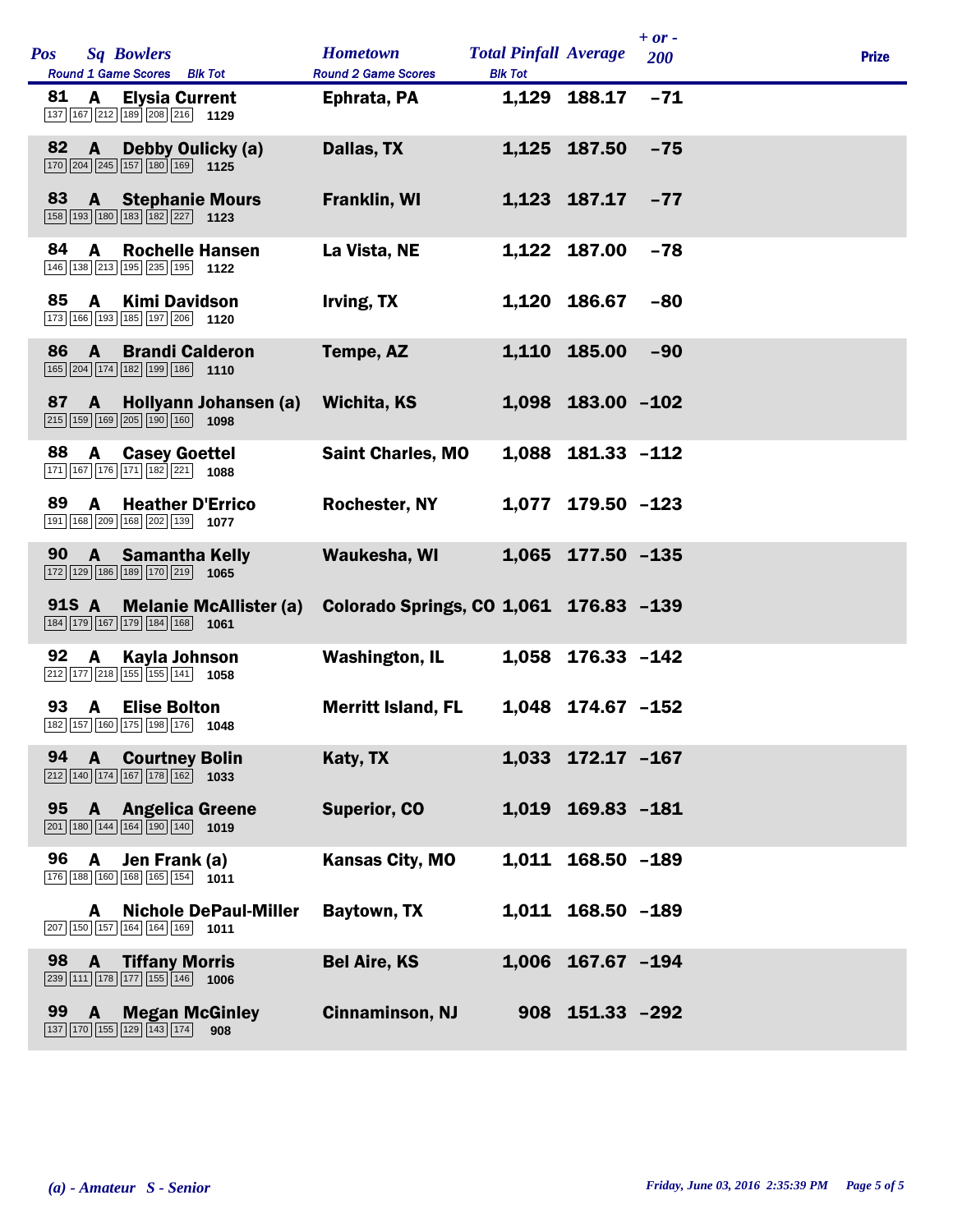| Pos | Sq | Bowlers | Round 1 Game Scores | Blk Tot | Hometown | Total Pinfall | Average | + or - 200 | Prize |
|---|---|---|---|---|---|---|---|---|---|
| 81 | A | Elysia Current | 137 167 212 189 208 216 | 1129 | Ephrata, PA | 1,129 | 188.17 | -71 | |
| 82 | A | Debby Oulicky (a) | 170 204 245 157 180 169 | 1125 | Dallas, TX | 1,125 | 187.50 | -75 | |
| 83 | A | Stephanie Mours | 158 193 180 183 182 227 | 1123 | Franklin, WI | 1,123 | 187.17 | -77 | |
| 84 | A | Rochelle Hansen | 146 138 213 195 235 195 | 1122 | La Vista, NE | 1,122 | 187.00 | -78 | |
| 85 | A | Kimi Davidson | 173 166 193 185 197 206 | 1120 | Irving, TX | 1,120 | 186.67 | -80 | |
| 86 | A | Brandi Calderon | 165 204 174 182 199 186 | 1110 | Tempe, AZ | 1,110 | 185.00 | -90 | |
| 87 | A | Hollyann Johansen (a) | 215 159 169 205 190 160 | 1098 | Wichita, KS | 1,098 | 183.00 | -102 | |
| 88 | A | Casey Goettel | 171 167 176 171 182 221 | 1088 | Saint Charles, MO | 1,088 | 181.33 | -112 | |
| 89 | A | Heather D'Errico | 191 168 209 168 202 139 | 1077 | Rochester, NY | 1,077 | 179.50 | -123 | |
| 90 | A | Samantha Kelly | 172 129 186 189 170 219 | 1065 | Waukesha, WI | 1,065 | 177.50 | -135 | |
| 91S | A | Melanie McAllister (a) | 184 179 167 179 184 168 | 1061 | Colorado Springs, CO | 1,061 | 176.83 | -139 | |
| 92 | A | Kayla Johnson | 212 177 218 155 155 141 | 1058 | Washington, IL | 1,058 | 176.33 | -142 | |
| 93 | A | Elise Bolton | 182 157 160 175 198 176 | 1048 | Merritt Island, FL | 1,048 | 174.67 | -152 | |
| 94 | A | Courtney Bolin | 212 140 174 167 178 162 | 1033 | Katy, TX | 1,033 | 172.17 | -167 | |
| 95 | A | Angelica Greene | 201 180 144 164 190 140 | 1019 | Superior, CO | 1,019 | 169.83 | -181 | |
| 96 | A | Jen Frank (a) | 176 188 160 168 165 154 | 1011 | Kansas City, MO | 1,011 | 168.50 | -189 | |
| | A | Nichole DePaul-Miller | 207 150 157 164 164 169 | 1011 | Baytown, TX | 1,011 | 168.50 | -189 | |
| 98 | A | Tiffany Morris | 239 111 178 177 155 146 | 1006 | Bel Aire, KS | 1,006 | 167.67 | -194 | |
| 99 | A | Megan McGinley | 137 170 155 129 143 174 | 908 | Cinnaminson, NJ | 908 | 151.33 | -292 | |

*(a) - Amateur S - Senior*

*Friday, June 03, 2016 2:35:39 PM*